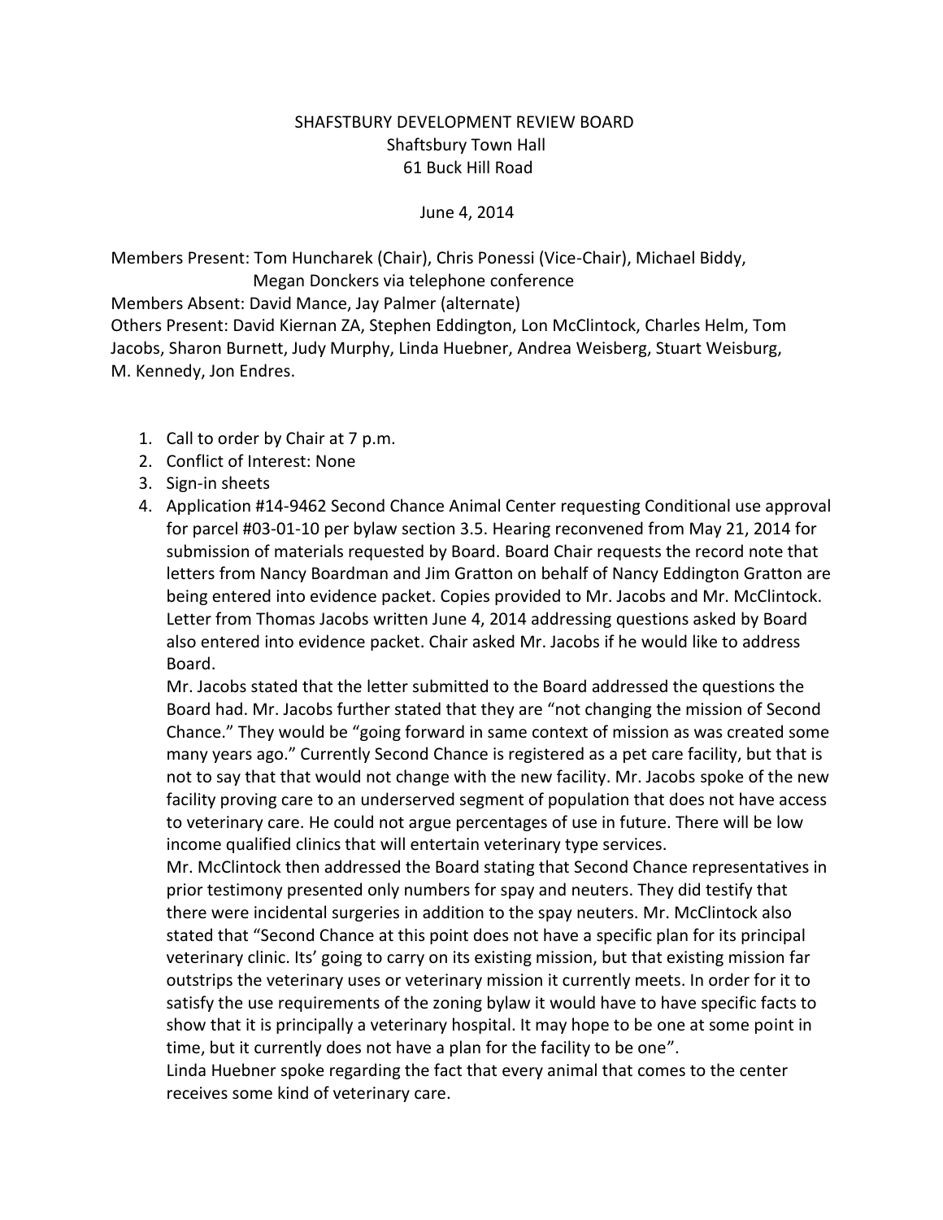SHAFTSBURY DEVELOPMENT REVIEW BOARD
Shaftsbury Town Hall
61 Buck Hill Road

June 4, 2014

Members Present: Tom Huncharek (Chair), Chris Ponessi (Vice-Chair), Michael Biddy, Megan Donckers via telephone conference
Members Absent: David Mance, Jay Palmer (alternate)
Others Present: David Kiernan ZA, Stephen Eddington, Lon McClintock, Charles Helm, Tom Jacobs, Sharon Burnett, Judy Murphy, Linda Huebner, Andrea Weisberg, Stuart Weisburg, M. Kennedy, Jon Endres.

1. Call to order by Chair at 7 p.m.
2. Conflict of Interest: None
3. Sign-in sheets
4. Application #14-9462 Second Chance Animal Center requesting Conditional use approval for parcel #03-01-10 per bylaw section 3.5. Hearing reconvened from May 21, 2014 for submission of materials requested by Board. Board Chair requests the record note that letters from Nancy Boardman and Jim Gratton on behalf of Nancy Eddington Gratton are being entered into evidence packet. Copies provided to Mr. Jacobs and Mr. McClintock. Letter from Thomas Jacobs written June 4, 2014 addressing questions asked by Board also entered into evidence packet. Chair asked Mr. Jacobs if he would like to address Board.

   Mr. Jacobs stated that the letter submitted to the Board addressed the questions the Board had. Mr. Jacobs further stated that they are "not changing the mission of Second Chance." They would be "going forward in same context of mission as was created some many years ago." Currently Second Chance is registered as a pet care facility, but that is not to say that that would not change with the new facility. Mr. Jacobs spoke of the new facility proving care to an underserved segment of population that does not have access to veterinary care. He could not argue percentages of use in future. There will be low income qualified clinics that will entertain veterinary type services.

   Mr. McClintock then addressed the Board stating that Second Chance representatives in prior testimony presented only numbers for spay and neuters. They did testify that there were incidental surgeries in addition to the spay neuters. Mr. McClintock also stated that "Second Chance at this point does not have a specific plan for its principal veterinary clinic. Its' going to carry on its existing mission, but that existing mission far outstrips the veterinary uses or veterinary mission it currently meets. In order for it to satisfy the use requirements of the zoning bylaw it would have to have specific facts to show that it is principally a veterinary hospital. It may hope to be one at some point in time, but it currently does not have a plan for the facility to be one".

   Linda Huebner spoke regarding the fact that every animal that comes to the center receives some kind of veterinary care.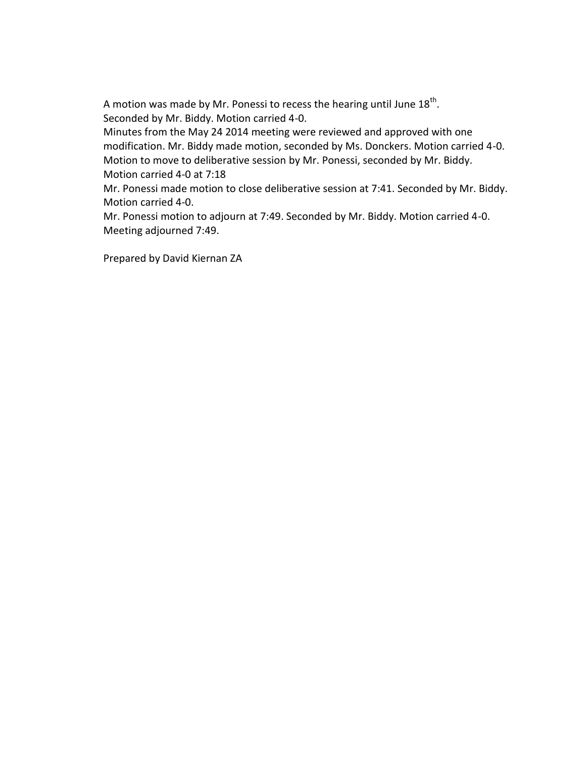A motion was made by Mr. Ponessi to recess the hearing until June 18th.
Seconded by Mr. Biddy. Motion carried 4-0.
Minutes from the May 24 2014 meeting were reviewed and approved with one modification. Mr. Biddy made motion, seconded by Ms. Donckers. Motion carried 4-0.
Motion to move to deliberative session by Mr. Ponessi, seconded by Mr. Biddy.
Motion carried 4-0 at 7:18
Mr. Ponessi made motion to close deliberative session at 7:41. Seconded by Mr. Biddy.
Motion carried 4-0.
Mr. Ponessi motion to adjourn at 7:49. Seconded by Mr. Biddy. Motion carried 4-0.
Meeting adjourned 7:49.

Prepared by David Kiernan ZA